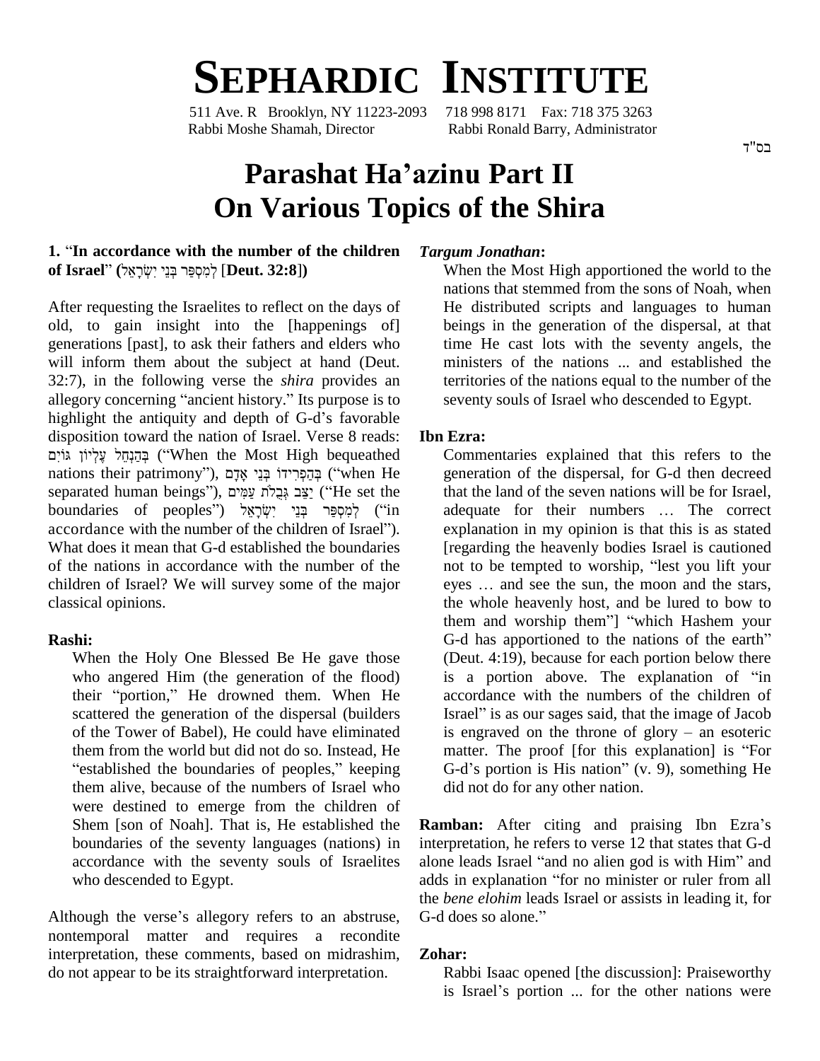# SEPHARDIC INSTITUTE

511 Ave. R Brooklyn, NY 11223-2093 718 998 8171 Fax: 718 375 3263
Rabbi Moshe Shamah, Director Rabbi Ronald Barry, Administrator

בס"ד

# Parashat Ha'azinu Part II
# On Various Topics of the Shira

**1.** "**In accordance with the number of the children of Israel**" **(**לְמִסְפַּר בְּנֵי יִשְׂרָאֵל **[Deut. 32:8])**

After requesting the Israelites to reflect on the days of old, to gain insight into the [happenings of] generations [past], to ask their fathers and elders who will inform them about the subject at hand (Deut. 32:7), in the following verse the *shira* provides an allegory concerning "ancient history." Its purpose is to highlight the antiquity and depth of G-d's favorable disposition toward the nation of Israel. Verse 8 reads: בְּהַנְחֵל עֶלְיוֹן גּוֹיִם ("When the Most High bequeathed nations their patrimony"), בְּהַפְרִידוֹ בְּנֵי אָדָם ("when He separated human beings"), יַצֵּב גְּבֻלֹת עַמִּים ("He set the boundaries of peoples") לְמִסְפַּר בְּנֵי יִשְׂרָאֵל ("in accordance with the number of the children of Israel"). What does it mean that G-d established the boundaries of the nations in accordance with the number of the children of Israel? We will survey some of the major classical opinions.

**Rashi:**

> When the Holy One Blessed Be He gave those who angered Him (the generation of the flood) their "portion," He drowned them. When He scattered the generation of the dispersal (builders of the Tower of Babel), He could have eliminated them from the world but did not do so. Instead, He "established the boundaries of peoples," keeping them alive, because of the numbers of Israel who were destined to emerge from the children of Shem [son of Noah]. That is, He established the boundaries of the seventy languages (nations) in accordance with the seventy souls of Israelites who descended to Egypt.

Although the verse's allegory refers to an abstruse, nontemporal matter and requires a recondite interpretation, these comments, based on midrashim, do not appear to be its straightforward interpretation.

***Targum Jonathan*:**

> When the Most High apportioned the world to the nations that stemmed from the sons of Noah, when He distributed scripts and languages to human beings in the generation of the dispersal, at that time He cast lots with the seventy angels, the ministers of the nations ... and established the territories of the nations equal to the number of the seventy souls of Israel who descended to Egypt.

**Ibn Ezra:**

> Commentaries explained that this refers to the generation of the dispersal, for G-d then decreed that the land of the seven nations will be for Israel, adequate for their numbers … The correct explanation in my opinion is that this is as stated [regarding the heavenly bodies Israel is cautioned not to be tempted to worship, "lest you lift your eyes … and see the sun, the moon and the stars, the whole heavenly host, and be lured to bow to them and worship them"] "which Hashem your G-d has apportioned to the nations of the earth" (Deut. 4:19), because for each portion below there is a portion above. The explanation of "in accordance with the numbers of the children of Israel" is as our sages said, that the image of Jacob is engraved on the throne of glory – an esoteric matter. The proof [for this explanation] is "For G-d's portion is His nation" (v. 9), something He did not do for any other nation.

**Ramban:** After citing and praising Ibn Ezra's interpretation, he refers to verse 12 that states that G-d alone leads Israel "and no alien god is with Him" and adds in explanation "for no minister or ruler from all the *bene elohim* leads Israel or assists in leading it, for G-d does so alone."

**Zohar:**

> Rabbi Isaac opened [the discussion]: Praiseworthy is Israel's portion ... for the other nations were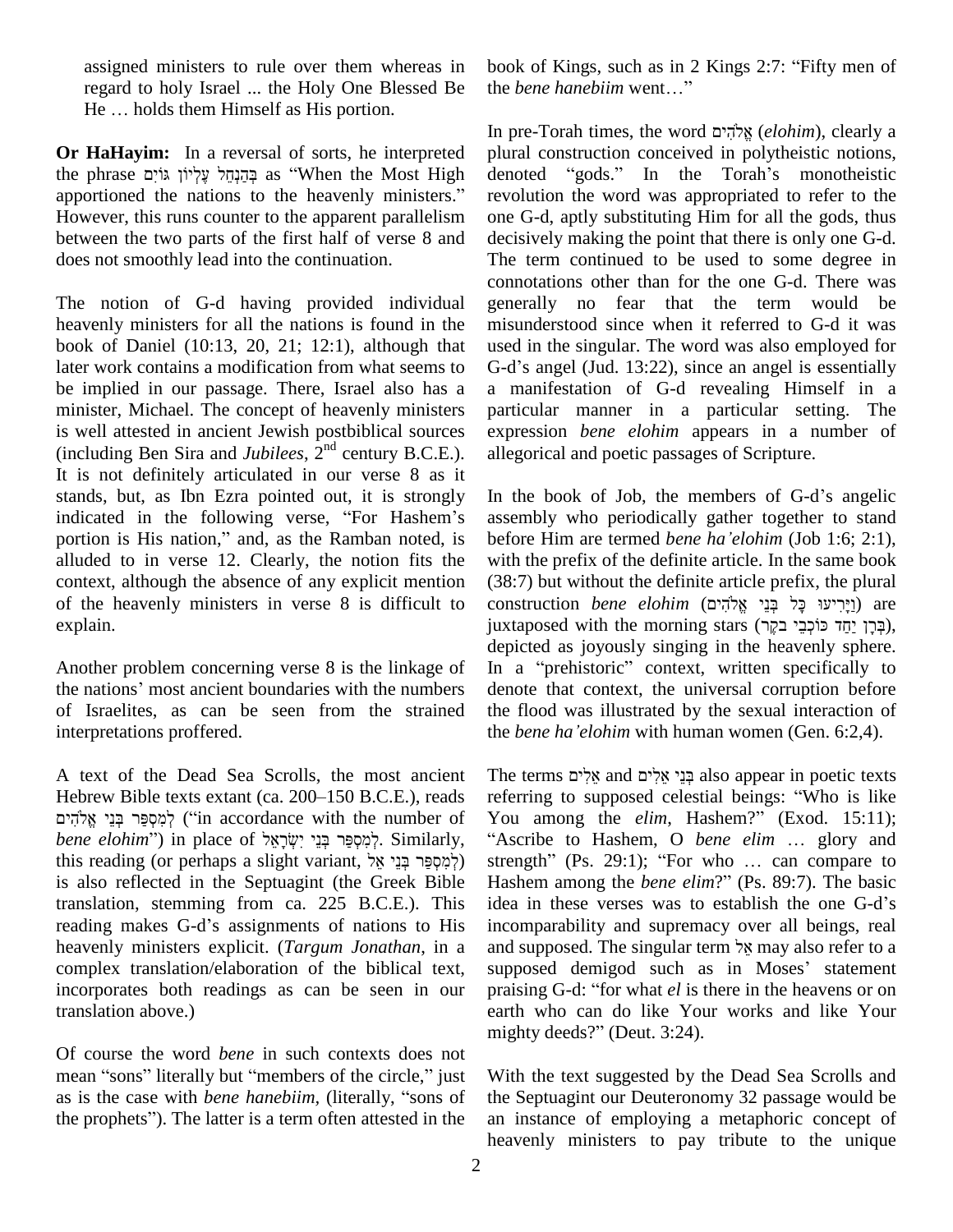assigned ministers to rule over them whereas in regard to holy Israel ... the Holy One Blessed Be He … holds them Himself as His portion.

**Or HaHayim:** In a reversal of sorts, he interpreted the phrase בְּהַנְחֵל עֶלְיוֹן גּוֹיִם as "When the Most High apportioned the nations to the heavenly ministers." However, this runs counter to the apparent parallelism between the two parts of the first half of verse 8 and does not smoothly lead into the continuation.

The notion of G-d having provided individual heavenly ministers for all the nations is found in the book of Daniel (10:13, 20, 21; 12:1), although that later work contains a modification from what seems to be implied in our passage. There, Israel also has a minister, Michael. The concept of heavenly ministers is well attested in ancient Jewish postbiblical sources (including Ben Sira and *Jubilees*, 2nd century B.C.E.). It is not definitely articulated in our verse 8 as it stands, but, as Ibn Ezra pointed out, it is strongly indicated in the following verse, "For Hashem's portion is His nation," and, as the Ramban noted, is alluded to in verse 12. Clearly, the notion fits the context, although the absence of any explicit mention of the heavenly ministers in verse 8 is difficult to explain.

Another problem concerning verse 8 is the linkage of the nations' most ancient boundaries with the numbers of Israelites, as can be seen from the strained interpretations proffered.

A text of the Dead Sea Scrolls, the most ancient Hebrew Bible texts extant (ca. 200–150 B.C.E.), reads לְמִסְפַּר בְּנֵי אֱלֹהִים ("in accordance with the number of *bene elohim*") in place of לְמִסְפַּר בְּנֵי יִשְׂרָאֵל. Similarly, this reading (or perhaps a slight variant, לְמִסְפַּר בְּנֵי אֵל) is also reflected in the Septuagint (the Greek Bible translation, stemming from ca. 225 B.C.E.). This reading makes G-d's assignments of nations to His heavenly ministers explicit. (*Targum Jonathan*, in a complex translation/elaboration of the biblical text, incorporates both readings as can be seen in our translation above.)

Of course the word *bene* in such contexts does not mean "sons" literally but "members of the circle," just as is the case with *bene hanebiim*, (literally, "sons of the prophets"). The latter is a term often attested in the book of Kings, such as in 2 Kings 2:7: "Fifty men of the *bene hanebiim* went…"

In pre-Torah times, the word אֱלֹהִים (*elohim*), clearly a plural construction conceived in polytheistic notions, denoted "gods." In the Torah's monotheistic revolution the word was appropriated to refer to the one G-d, aptly substituting Him for all the gods, thus decisively making the point that there is only one G-d. The term continued to be used to some degree in connotations other than for the one G-d. There was generally no fear that the term would be misunderstood since when it referred to G-d it was used in the singular. The word was also employed for G-d's angel (Jud. 13:22), since an angel is essentially a manifestation of G-d revealing Himself in a particular manner in a particular setting. The expression *bene elohim* appears in a number of allegorical and poetic passages of Scripture.

In the book of Job, the members of G-d's angelic assembly who periodically gather together to stand before Him are termed *bene ha'elohim* (Job 1:6; 2:1), with the prefix of the definite article. In the same book (38:7) but without the definite article prefix, the plural construction *bene elohim* (וַיָּרִיעוּ כָּל בְּנֵי אֱלֹהִים) are juxtaposed with the morning stars (בְּרָן יַחַד כּוֹכְבֵי בֹקֶר), depicted as joyously singing in the heavenly sphere. In a "prehistoric" context, written specifically to denote that context, the universal corruption before the flood was illustrated by the sexual interaction of the *bene ha'elohim* with human women (Gen. 6:2,4).

The terms אֵלִים and בְּנֵי אֵלִים also appear in poetic texts referring to supposed celestial beings: "Who is like You among the *elim*, Hashem?" (Exod. 15:11); "Ascribe to Hashem, O *bene elim* … glory and strength" (Ps. 29:1); "For who … can compare to Hashem among the *bene elim*?" (Ps. 89:7). The basic idea in these verses was to establish the one G-d's incomparability and supremacy over all beings, real and supposed. The singular term אֵל may also refer to a supposed demigod such as in Moses' statement praising G-d: "for what *el* is there in the heavens or on earth who can do like Your works and like Your mighty deeds?" (Deut. 3:24).

With the text suggested by the Dead Sea Scrolls and the Septuagint our Deuteronomy 32 passage would be an instance of employing a metaphoric concept of heavenly ministers to pay tribute to the unique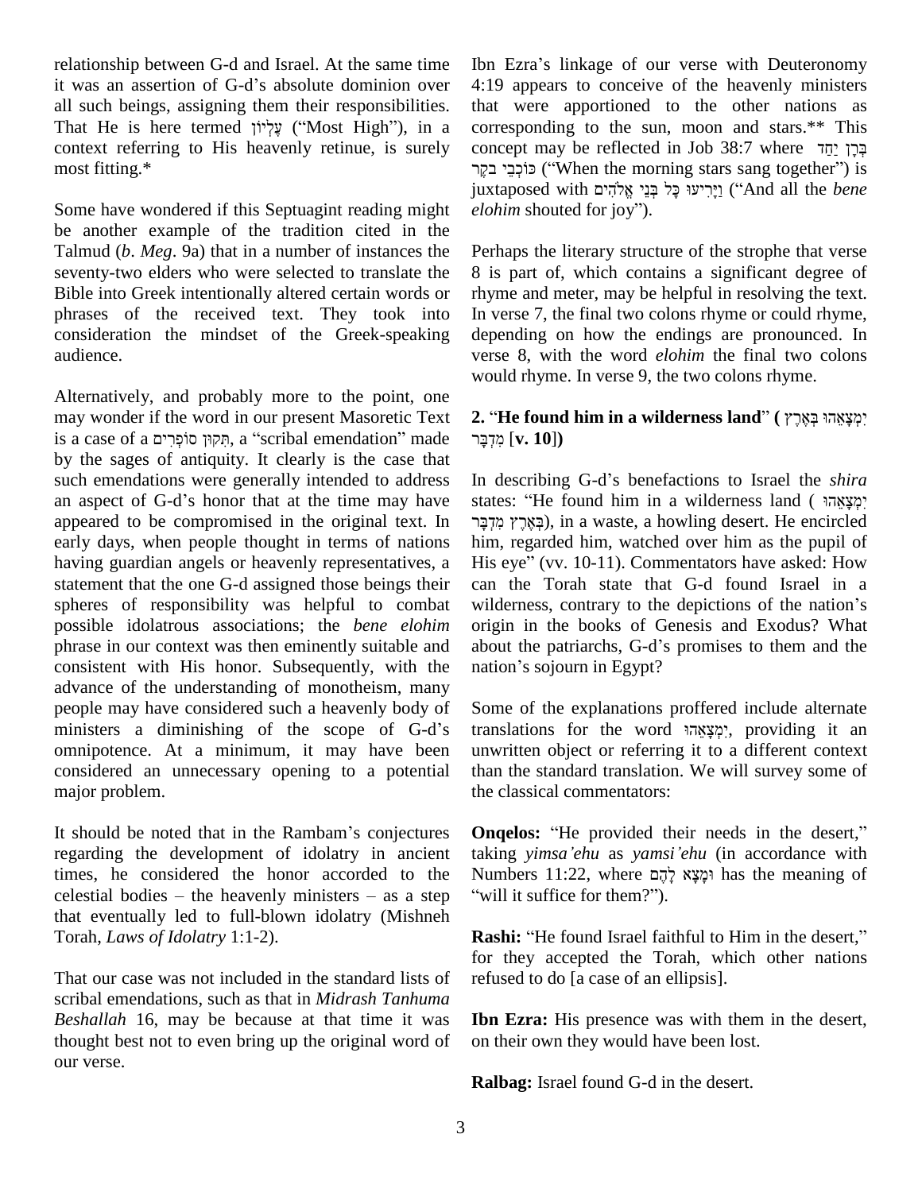relationship between G-d and Israel. At the same time it was an assertion of G-d's absolute dominion over all such beings, assigning them their responsibilities. That He is here termed עֶלְיוֹן ("Most High"), in a context referring to His heavenly retinue, is surely most fitting.*

Some have wondered if this Septuagint reading might be another example of the tradition cited in the Talmud (*b*. *Meg*. 9a) that in a number of instances the seventy-two elders who were selected to translate the Bible into Greek intentionally altered certain words or phrases of the received text. They took into consideration the mindset of the Greek-speaking audience.

Alternatively, and probably more to the point, one may wonder if the word in our present Masoretic Text is a case of a תִּקּוּן סוֹפְרִים, a "scribal emendation" made by the sages of antiquity. It clearly is the case that such emendations were generally intended to address an aspect of G-d's honor that at the time may have appeared to be compromised in the original text. In early days, when people thought in terms of nations having guardian angels or heavenly representatives, a statement that the one G-d assigned those beings their spheres of responsibility was helpful to combat possible idolatrous associations; the *bene elohim* phrase in our context was then eminently suitable and consistent with His honor. Subsequently, with the advance of the understanding of monotheism, many people may have considered such a heavenly body of ministers a diminishing of the scope of G-d's omnipotence. At a minimum, it may have been considered an unnecessary opening to a potential major problem.

It should be noted that in the Rambam's conjectures regarding the development of idolatry in ancient times, he considered the honor accorded to the celestial bodies – the heavenly ministers – as a step that eventually led to full-blown idolatry (Mishneh Torah, *Laws of Idolatry* 1:1-2).

That our case was not included in the standard lists of scribal emendations, such as that in *Midrash Tanhuma Beshallah* 16, may be because at that time it was thought best not to even bring up the original word of our verse.

Ibn Ezra's linkage of our verse with Deuteronomy 4:19 appears to conceive of the heavenly ministers that were apportioned to the other nations as corresponding to the sun, moon and stars.** This concept may be reflected in Job 38:7 where בְּרָן יַחַד כּוֹכְבֵי בֹקֶר ("When the morning stars sang together") is juxtaposed with וַיָּרִיעוּ כָּל בְּנֵי אֱלֹהִים ("And all the *bene elohim* shouted for joy").

Perhaps the literary structure of the strophe that verse 8 is part of, which contains a significant degree of rhyme and meter, may be helpful in resolving the text. In verse 7, the final two colons rhyme or could rhyme, depending on how the endings are pronounced. In verse 8, with the word *elohim* the final two colons would rhyme. In verse 9, the two colons rhyme.

## 2. "He found him in a wilderness land" (יִמְצָאֵהוּ בְּאֶרֶץ מִדְבָּר [v. 10])

In describing G-d's benefactions to Israel the *shira* states: "He found him in a wilderness land (יִמְצָאֵהוּ בְּאֶרֶץ מִדְבָּר), in a waste, a howling desert. He encircled him, regarded him, watched over him as the pupil of His eye" (vv. 10-11). Commentators have asked: How can the Torah state that G-d found Israel in a wilderness, contrary to the depictions of the nation's origin in the books of Genesis and Exodus? What about the patriarchs, G-d's promises to them and the nation's sojourn in Egypt?

Some of the explanations proffered include alternate translations for the word יִמְצָאֵהוּ, providing it an unwritten object or referring it to a different context than the standard translation. We will survey some of the classical commentators:

**Onqelos:** "He provided their needs in the desert," taking *yimsa'ehu* as *yamsi'ehu* (in accordance with Numbers 11:22, where וּמָצָא לָהֶם has the meaning of "will it suffice for them?").

**Rashi:** "He found Israel faithful to Him in the desert," for they accepted the Torah, which other nations refused to do [a case of an ellipsis].

**Ibn Ezra:** His presence was with them in the desert, on their own they would have been lost.

**Ralbag:** Israel found G-d in the desert.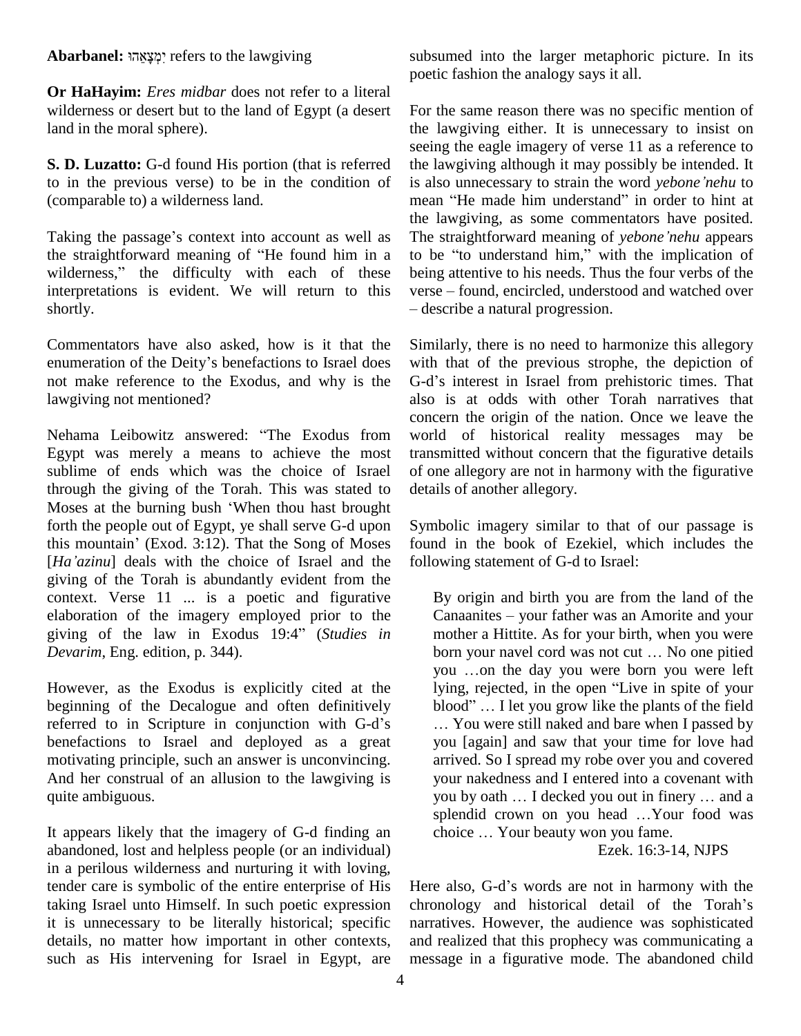**Abarbanel:** יִמְצָאֵהוּ refers to the lawgiving

**Or HaHayim:** *Eres midbar* does not refer to a literal wilderness or desert but to the land of Egypt (a desert land in the moral sphere).

**S. D. Luzatto:** G-d found His portion (that is referred to in the previous verse) to be in the condition of (comparable to) a wilderness land.

Taking the passage's context into account as well as the straightforward meaning of "He found him in a wilderness," the difficulty with each of these interpretations is evident. We will return to this shortly.

Commentators have also asked, how is it that the enumeration of the Deity's benefactions to Israel does not make reference to the Exodus, and why is the lawgiving not mentioned?

Nehama Leibowitz answered: "The Exodus from Egypt was merely a means to achieve the most sublime of ends which was the choice of Israel through the giving of the Torah. This was stated to Moses at the burning bush 'When thou hast brought forth the people out of Egypt, ye shall serve G-d upon this mountain' (Exod. 3:12). That the Song of Moses [*Ha'azinu*] deals with the choice of Israel and the giving of the Torah is abundantly evident from the context. Verse 11 ... is a poetic and figurative elaboration of the imagery employed prior to the giving of the law in Exodus 19:4" (*Studies in Devarim*, Eng. edition, p. 344).

However, as the Exodus is explicitly cited at the beginning of the Decalogue and often definitively referred to in Scripture in conjunction with G-d's benefactions to Israel and deployed as a great motivating principle, such an answer is unconvincing. And her construal of an allusion to the lawgiving is quite ambiguous.

It appears likely that the imagery of G-d finding an abandoned, lost and helpless people (or an individual) in a perilous wilderness and nurturing it with loving, tender care is symbolic of the entire enterprise of His taking Israel unto Himself. In such poetic expression it is unnecessary to be literally historical; specific details, no matter how important in other contexts, such as His intervening for Israel in Egypt, are subsumed into the larger metaphoric picture. In its poetic fashion the analogy says it all.

For the same reason there was no specific mention of the lawgiving either. It is unnecessary to insist on seeing the eagle imagery of verse 11 as a reference to the lawgiving although it may possibly be intended. It is also unnecessary to strain the word *yebone'nehu* to mean "He made him understand" in order to hint at the lawgiving, as some commentators have posited. The straightforward meaning of *yebone'nehu* appears to be "to understand him," with the implication of being attentive to his needs. Thus the four verbs of the verse – found, encircled, understood and watched over – describe a natural progression.

Similarly, there is no need to harmonize this allegory with that of the previous strophe, the depiction of G-d's interest in Israel from prehistoric times. That also is at odds with other Torah narratives that concern the origin of the nation. Once we leave the world of historical reality messages may be transmitted without concern that the figurative details of one allegory are not in harmony with the figurative details of another allegory.

Symbolic imagery similar to that of our passage is found in the book of Ezekiel, which includes the following statement of G-d to Israel:

> By origin and birth you are from the land of the Canaanites – your father was an Amorite and your mother a Hittite. As for your birth, when you were born your navel cord was not cut … No one pitied you …on the day you were born you were left lying, rejected, in the open "Live in spite of your blood" … I let you grow like the plants of the field … You were still naked and bare when I passed by you [again] and saw that your time for love had arrived. So I spread my robe over you and covered your nakedness and I entered into a covenant with you by oath … I decked you out in finery … and a splendid crown on you head …Your food was choice … Your beauty won you fame.
>
> Ezek. 16:3-14, NJPS

Here also, G-d's words are not in harmony with the chronology and historical detail of the Torah's narratives. However, the audience was sophisticated and realized that this prophecy was communicating a message in a figurative mode. The abandoned child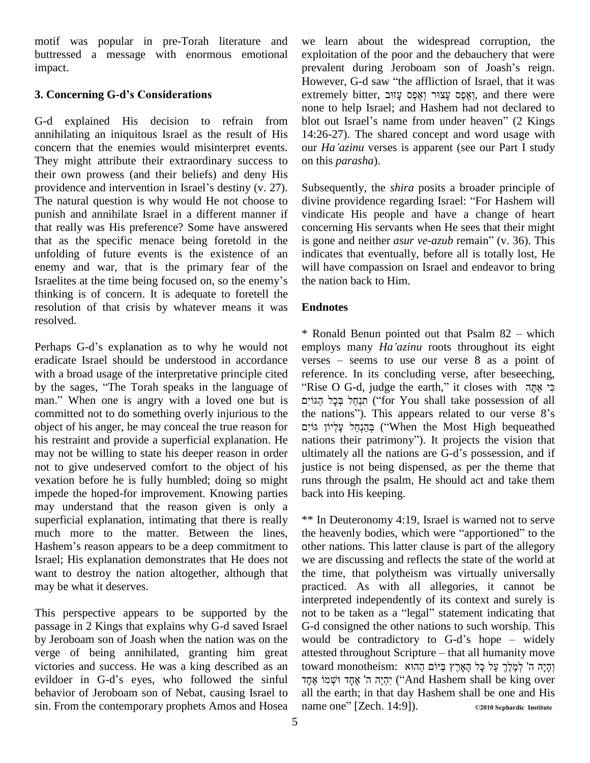motif was popular in pre-Torah literature and buttressed a message with enormous emotional impact.

### 3. Concerning G-d's Considerations

G-d explained His decision to refrain from annihilating an iniquitous Israel as the result of His concern that the enemies would misinterpret events. They might attribute their extraordinary success to their own prowess (and their beliefs) and deny His providence and intervention in Israel's destiny (v. 27). The natural question is why would He not choose to punish and annihilate Israel in a different manner if that really was His preference? Some have answered that as the specific menace being foretold in the unfolding of future events is the existence of an enemy and war, that is the primary fear of the Israelites at the time being focused on, so the enemy's thinking is of concern. It is adequate to foretell the resolution of that crisis by whatever means it was resolved.

Perhaps G-d's explanation as to why he would not eradicate Israel should be understood in accordance with a broad usage of the interpretative principle cited by the sages, "The Torah speaks in the language of man." When one is angry with a loved one but is committed not to do something overly injurious to the object of his anger, he may conceal the true reason for his restraint and provide a superficial explanation. He may not be willing to state his deeper reason in order not to give undeserved comfort to the object of his vexation before he is fully humbled; doing so might impede the hoped-for improvement. Knowing parties may understand that the reason given is only a superficial explanation, intimating that there is really much more to the matter. Between the lines, Hashem's reason appears to be a deep commitment to Israel; His explanation demonstrates that He does not want to destroy the nation altogether, although that may be what it deserves.

This perspective appears to be supported by the passage in 2 Kings that explains why G-d saved Israel by Jeroboam son of Joash when the nation was on the verge of being annihilated, granting him great victories and success. He was a king described as an evildoer in G-d's eyes, who followed the sinful behavior of Jeroboam son of Nebat, causing Israel to sin. From the contemporary prophets Amos and Hosea we learn about the widespread corruption, the exploitation of the poor and the debauchery that were prevalent during Jeroboam son of Joash's reign. However, G-d saw "the affliction of Israel, that it was extremely bitter, וְאֶפֶס עָצוּר וְאֶפֶס עָזוּב, and there were none to help Israel; and Hashem had not declared to blot out Israel's name from under heaven" (2 Kings 14:26-27). The shared concept and word usage with our *Ha'azinu* verses is apparent (see our Part I study on this *parasha*).

Subsequently, the *shira* posits a broader principle of divine providence regarding Israel: "For Hashem will vindicate His people and have a change of heart concerning His servants when He sees that their might is gone and neither *asur ve-azub* remain" (v. 36). This indicates that eventually, before all is totally lost, He will have compassion on Israel and endeavor to bring the nation back to Him.

### Endnotes

* Ronald Benun pointed out that Psalm 82 – which employs many *Ha'azinu* roots throughout its eight verses – seems to use our verse 8 as a point of reference. In its concluding verse, after beseeching, "Rise O G-d, judge the earth," it closes with כִּי אַתָּה תִנְחַל בְּכָל הַגּוֹיִם ("for You shall take possession of all the nations"). This appears related to our verse 8's בְּהַנְחֵל עֶלְיוֹן גּוֹיִם ("When the Most High bequeathed nations their patrimony"). It projects the vision that ultimately all the nations are G-d's possession, and if justice is not being dispensed, as per the theme that runs through the psalm, He should act and take them back into His keeping.

** In Deuteronomy 4:19, Israel is warned not to serve the heavenly bodies, which were "apportioned" to the other nations. This latter clause is part of the allegory we are discussing and reflects the state of the world at the time, that polytheism was virtually universally practiced. As with all allegories, it cannot be interpreted independently of its context and surely is not to be taken as a "legal" statement indicating that G-d consigned the other nations to such worship. This would be contradictory to G-d's hope – widely attested throughout Scripture – that all humanity move toward monotheism: וְהָיָה ה' לְמֶלֶךְ עַל כָּל הָאָרֶץ בַּיּוֹם הַהוּא יִהְיֶה ה' אֶחָד וּשְׁמוֹ אֶחָד ("And Hashem shall be king over all the earth; in that day Hashem shall be one and His name one" [Zech. 14:9]).

©2010 Sephardic Institute